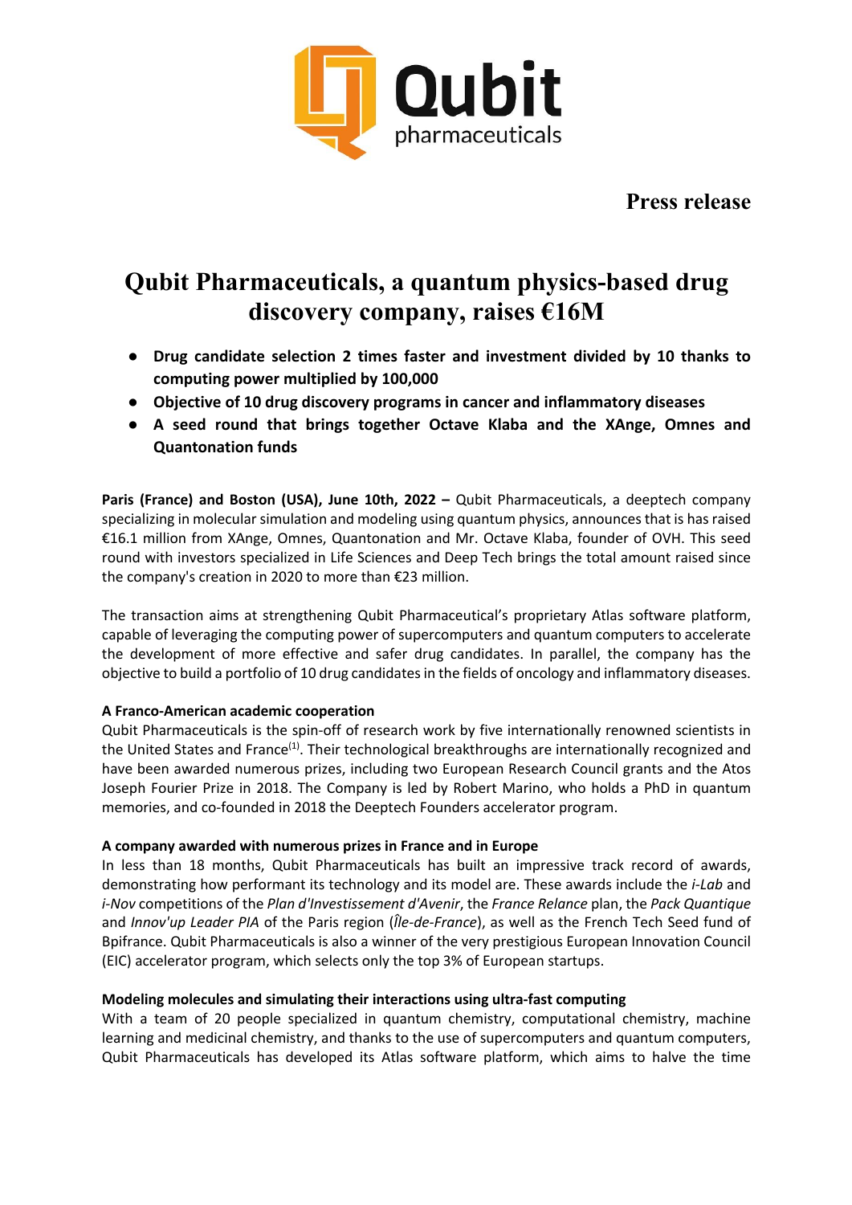**Press release**

# Qubit Pharmaceuticals, a quantum physics-based drug discovery company, raises €16M

- **Drug candidate selection 2 times faster and investment divided by 10 thanks to computing power multiplied by 100,000**
- **Objective of 10 drug discovery programs in cancer and inflammatory diseases**
- **A seed round that brings together Octave Klaba and the XAnge, Omnes and Quantonation funds**

**Paris (France) and Boston (USA), June 10th, 2022 –** Qubit Pharmaceuticals, a deeptech company specializing in molecular simulation and modeling using quantum physics, announces that is has raised €16.1 million from XAnge, Omnes, Quantonation and Mr. Octave Klaba, founder of OVH. This seed round with investors specialized in Life Sciences and Deep Tech brings the total amount raised since the company's creation in 2020 to more than €23 million.

The transaction aims at strengthening Qubit Pharmaceutical's proprietary Atlas software platform, capable of leveraging the computing power of supercomputers and quantum computers to accelerate the development of more effective and safer drug candidates. In parallel, the company has the objective to build a portfolio of 10 drug candidates in the fields of oncology and inflammatory diseases.

**A Franco-American academic cooperation**

Qubit Pharmaceuticals is the spin-off of research work by five internationally renowned scientists in the United States and France[(1)]. Their technological breakthroughs are internationally recognized and have been awarded numerous prizes, including two European Research Council grants and the Atos Joseph Fourier Prize in 2018. The Company is led by Robert Marino, who holds a PhD in quantum memories, and co-founded in 2018 the Deeptech Founders accelerator program.

**A company awarded with numerous prizes in France and in Europe**

In less than 18 months, Qubit Pharmaceuticals has built an impressive track record of awards, demonstrating how performant its technology and its model are. These awards include the *i-Lab* and *i-Nov* competitions of the *Plan d'Investissement d'Avenir*, the *France Relance* plan, the *Pack Quantique* and *Innov'up Leader PIA* of the Paris region (*Île-de-France*), as well as the French Tech Seed fund of Bpifrance. Qubit Pharmaceuticals is also a winner of the very prestigious European Innovation Council (EIC) accelerator program, which selects only the top 3% of European startups.

**Modeling molecules and simulating their interactions using ultra-fast computing**

With a team of 20 people specialized in quantum chemistry, computational chemistry, machine learning and medicinal chemistry, and thanks to the use of supercomputers and quantum computers, Qubit Pharmaceuticals has developed its Atlas software platform, which aims to halve the time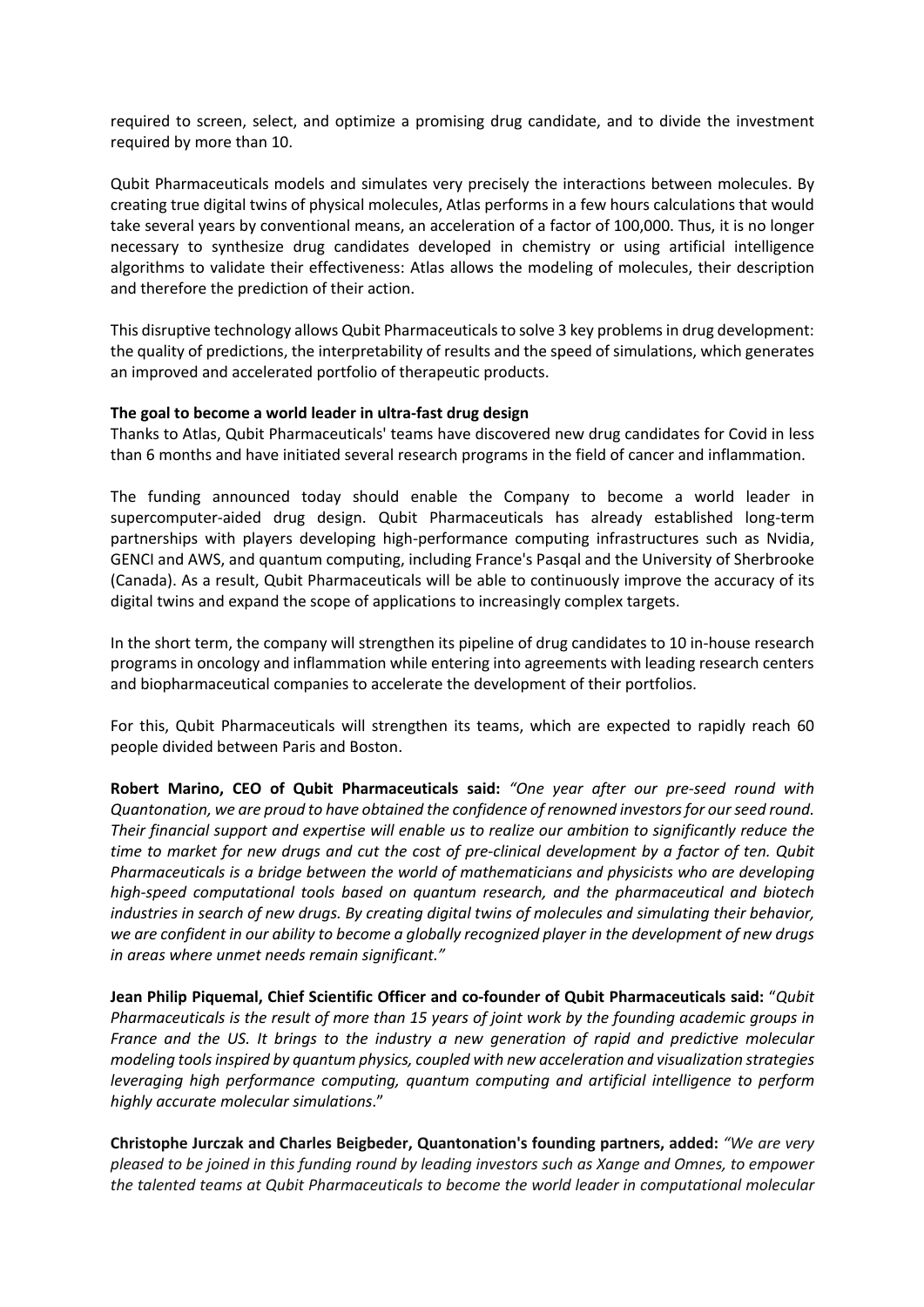required to screen, select, and optimize a promising drug candidate, and to divide the investment required by more than 10.

Qubit Pharmaceuticals models and simulates very precisely the interactions between molecules. By creating true digital twins of physical molecules, Atlas performs in a few hours calculations that would take several years by conventional means, an acceleration of a factor of 100,000. Thus, it is no longer necessary to synthesize drug candidates developed in chemistry or using artificial intelligence algorithms to validate their effectiveness: Atlas allows the modeling of molecules, their description and therefore the prediction of their action.

This disruptive technology allows Qubit Pharmaceuticals to solve 3 key problems in drug development: the quality of predictions, the interpretability of results and the speed of simulations, which generates an improved and accelerated portfolio of therapeutic products.

**The goal to become a world leader in ultra-fast drug design**

Thanks to Atlas, Qubit Pharmaceuticals' teams have discovered new drug candidates for Covid in less than 6 months and have initiated several research programs in the field of cancer and inflammation.

The funding announced today should enable the Company to become a world leader in supercomputer-aided drug design. Qubit Pharmaceuticals has already established long-term partnerships with players developing high-performance computing infrastructures such as Nvidia, GENCI and AWS, and quantum computing, including France's Pasqal and the University of Sherbrooke (Canada). As a result, Qubit Pharmaceuticals will be able to continuously improve the accuracy of its digital twins and expand the scope of applications to increasingly complex targets.

In the short term, the company will strengthen its pipeline of drug candidates to 10 in-house research programs in oncology and inflammation while entering into agreements with leading research centers and biopharmaceutical companies to accelerate the development of their portfolios.

For this, Qubit Pharmaceuticals will strengthen its teams, which are expected to rapidly reach 60 people divided between Paris and Boston.

**Robert Marino, CEO of Qubit Pharmaceuticals said:** *"One year after our pre-seed round with Quantonation, we are proud to have obtained the confidence of renowned investors for our seed round. Their financial support and expertise will enable us to realize our ambition to significantly reduce the time to market for new drugs and cut the cost of pre-clinical development by a factor of ten. Qubit Pharmaceuticals is a bridge between the world of mathematicians and physicists who are developing high-speed computational tools based on quantum research, and the pharmaceutical and biotech industries in search of new drugs. By creating digital twins of molecules and simulating their behavior, we are confident in our ability to become a globally recognized player in the development of new drugs in areas where unmet needs remain significant."*

**Jean Philip Piquemal, Chief Scientific Officer and co-founder of Qubit Pharmaceuticals said:** "*Qubit Pharmaceuticals is the result of more than 15 years of joint work by the founding academic groups in France and the US. It brings to the industry a new generation of rapid and predictive molecular modeling tools inspired by quantum physics, coupled with new acceleration and visualization strategies leveraging high performance computing, quantum computing and artificial intelligence to perform highly accurate molecular simulations*."

**Christophe Jurczak and Charles Beigbeder, Quantonation's founding partners, added:** *"We are very pleased to be joined in this funding round by leading investors such as Xange and Omnes, to empower the talented teams at Qubit Pharmaceuticals to become the world leader in computational molecular*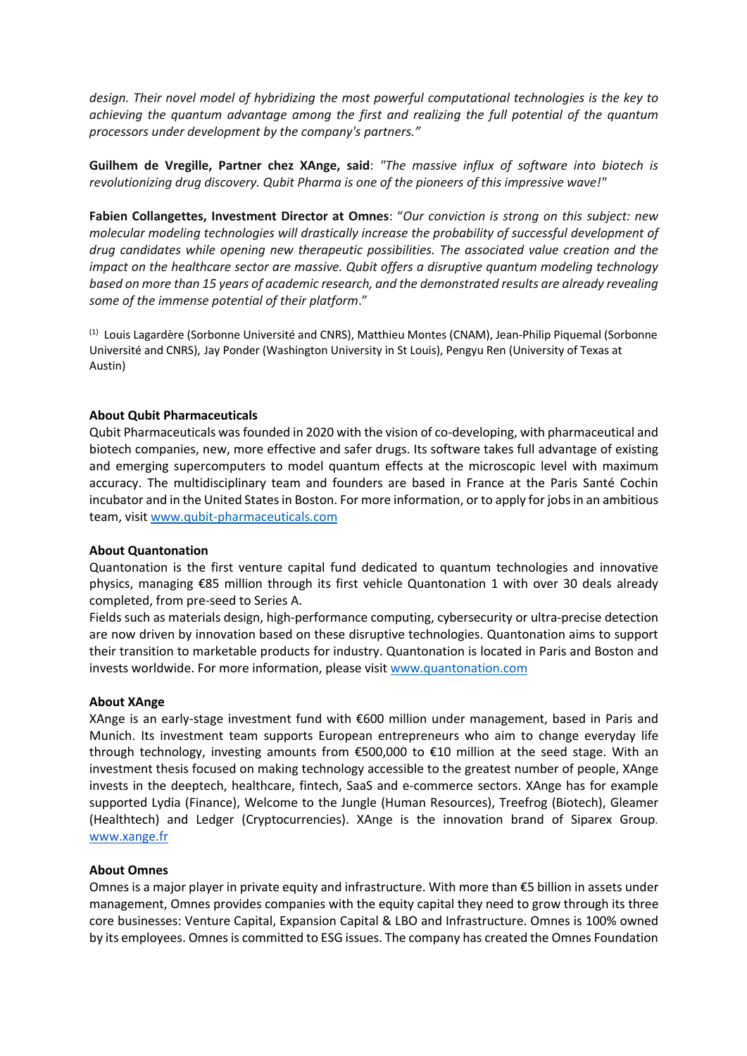*design. Their novel model of hybridizing the most powerful computational technologies is the key to achieving the quantum advantage among the first and realizing the full potential of the quantum processors under development by the company's partners."*

**Guilhem de Vregille, Partner chez XAnge, said**: *"The massive influx of software into biotech is revolutionizing drug discovery. Qubit Pharma is one of the pioneers of this impressive wave!"*

**Fabien Collangettes, Investment Director at Omnes**: "*Our conviction is strong on this subject: new molecular modeling technologies will drastically increase the probability of successful development of drug candidates while opening new therapeutic possibilities. The associated value creation and the impact on the healthcare sector are massive. Qubit offers a disruptive quantum modeling technology based on more than 15 years of academic research, and the demonstrated results are already revealing some of the immense potential of their platform*."

(1) Louis Lagardère (Sorbonne Université and CNRS), Matthieu Montes (CNAM), Jean-Philip Piquemal (Sorbonne Université and CNRS), Jay Ponder (Washington University in St Louis), Pengyu Ren (University of Texas at Austin)

**About Qubit Pharmaceuticals**

Qubit Pharmaceuticals was founded in 2020 with the vision of co-developing, with pharmaceutical and biotech companies, new, more effective and safer drugs. Its software takes full advantage of existing and emerging supercomputers to model quantum effects at the microscopic level with maximum accuracy. The multidisciplinary team and founders are based in France at the Paris Santé Cochin incubator and in the United States in Boston. For more information, or to apply for jobs in an ambitious team, visit [www.qubit-pharmaceuticals.com](www.qubit-pharmaceuticals.com)

**About Quantonation**

Quantonation is the first venture capital fund dedicated to quantum technologies and innovative physics, managing €85 million through its first vehicle Quantonation 1 with over 30 deals already completed, from pre-seed to Series A.

Fields such as materials design, high-performance computing, cybersecurity or ultra-precise detection are now driven by innovation based on these disruptive technologies. Quantonation aims to support their transition to marketable products for industry. Quantonation is located in Paris and Boston and invests worldwide. For more information, please visit [www.quantonation.com](www.quantonation.com)

**About XAnge**

XAnge is an early-stage investment fund with €600 million under management, based in Paris and Munich. Its investment team supports European entrepreneurs who aim to change everyday life through technology, investing amounts from €500,000 to €10 million at the seed stage. With an investment thesis focused on making technology accessible to the greatest number of people, XAnge invests in the deeptech, healthcare, fintech, SaaS and e-commerce sectors. XAnge has for example supported Lydia (Finance), Welcome to the Jungle (Human Resources), Treefrog (Biotech), Gleamer (Healthtech) and Ledger (Cryptocurrencies). XAnge is the innovation brand of Siparex Group. [www.xange.fr](www.xange.fr)

**About Omnes**

Omnes is a major player in private equity and infrastructure. With more than €5 billion in assets under management, Omnes provides companies with the equity capital they need to grow through its three core businesses: Venture Capital, Expansion Capital & LBO and Infrastructure. Omnes is 100% owned by its employees. Omnes is committed to ESG issues. The company has created the Omnes Foundation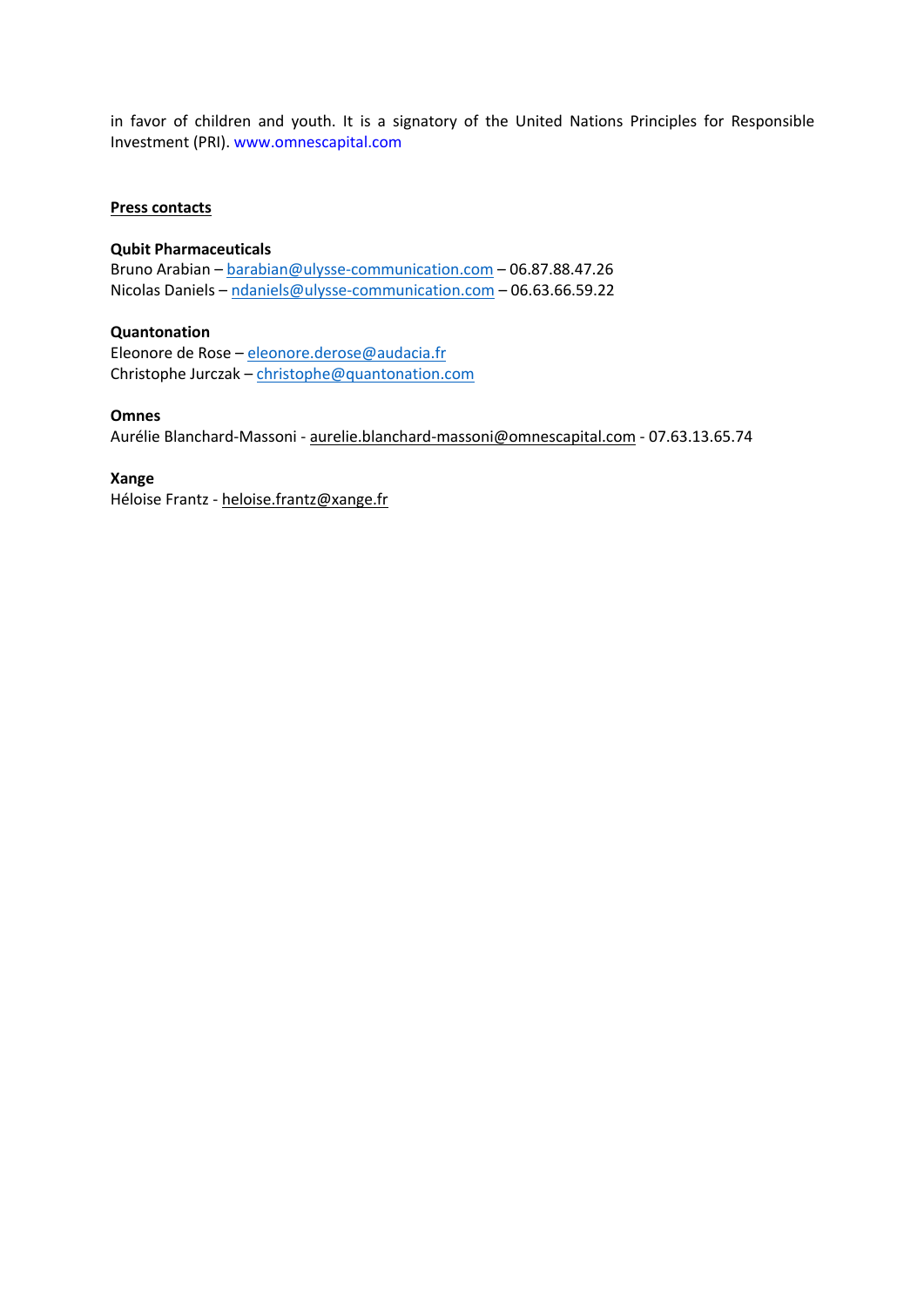in favor of children and youth. It is a signatory of the United Nations Principles for Responsible Investment (PRI). www.omnescapital.com

**Press contacts**

**Qubit Pharmaceuticals**
Bruno Arabian – barabian@ulysse-communication.com – 06.87.88.47.26
Nicolas Daniels – ndaniels@ulysse-communication.com – 06.63.66.59.22

**Quantonation**
Eleonore de Rose – eleonore.derose@audacia.fr
Christophe Jurczak – christophe@quantonation.com

**Omnes**
Aurélie Blanchard-Massoni - aurelie.blanchard-massoni@omnescapital.com - 07.63.13.65.74

**Xange**
Héloise Frantz - heloise.frantz@xange.fr